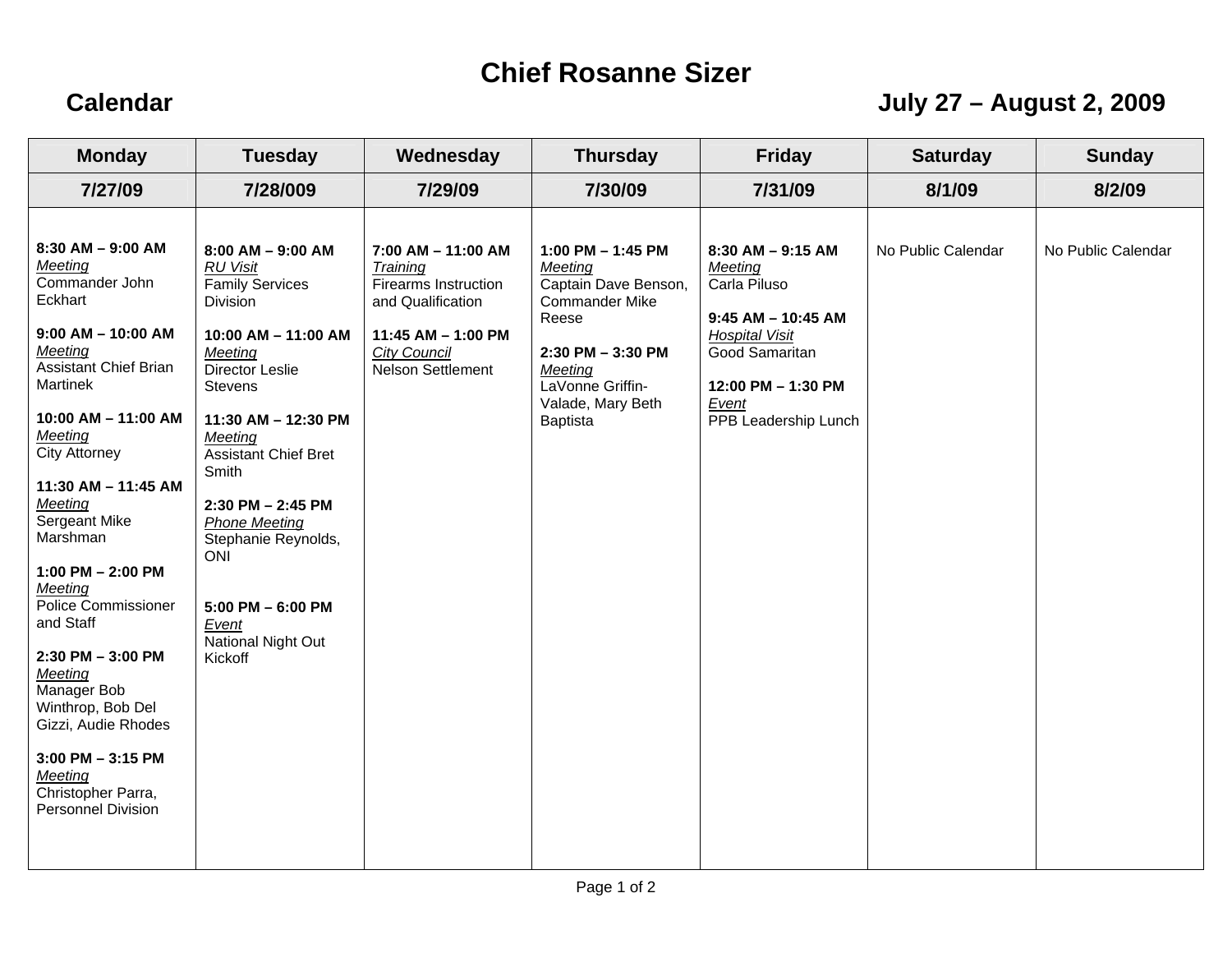# Chief Rosanne Sizer

## Calendar July 27 – August 2, 2009

| Monday | Tuesday | Wednesday | Thursday | Friday | Saturday | Sunday |
|---|---|---|---|---|---|---|
| 7/27/09 | 7/28/009 | 7/29/09 | 7/30/09 | 7/31/09 | 8/1/09 | 8/2/09 |
| **8:30 AM – 9:00 AM**<br>*Meeting*<br>Commander John Eckhart<br><br>**9:00 AM – 10:00 AM**<br>*Meeting*<br>Assistant Chief Brian Martinek<br><br>**10:00 AM – 11:00 AM**<br>*Meeting*<br>City Attorney<br><br>**11:30 AM – 11:45 AM**<br>*Meeting*<br>Sergeant Mike Marshman<br><br>**1:00 PM – 2:00 PM**<br>*Meeting*<br>Police Commissioner and Staff<br><br>**2:30 PM – 3:00 PM**<br>*Meeting*<br>Manager Bob Winthrop, Bob Del Gizzi, Audie Rhodes<br><br>**3:00 PM – 3:15 PM**<br>*Meeting*<br>Christopher Parra, Personnel Division | **8:00 AM – 9:00 AM**<br>*RU Visit*<br>Family Services Division<br><br>**10:00 AM – 11:00 AM**<br>*Meeting*<br>Director Leslie Stevens<br><br>**11:30 AM – 12:30 PM**<br>*Meeting*<br>Assistant Chief Bret Smith<br><br>**2:30 PM – 2:45 PM**<br>*Phone Meeting*<br>Stephanie Reynolds, ONI<br><br>**5:00 PM – 6:00 PM**<br>*Event*<br>National Night Out Kickoff | **7:00 AM – 11:00 AM**<br>*Training*<br>Firearms Instruction and Qualification<br><br>**11:45 AM – 1:00 PM**<br>*City Council*<br>Nelson Settlement | **1:00 PM – 1:45 PM**<br>*Meeting*<br>Captain Dave Benson, Commander Mike Reese<br><br>**2:30 PM – 3:30 PM**<br>*Meeting*<br>LaVonne Griffin-Valade, Mary Beth Baptista | **8:30 AM – 9:15 AM**<br>*Meeting*<br>Carla Piluso<br><br>**9:45 AM – 10:45 AM**<br>*Hospital Visit*<br>Good Samaritan<br><br>**12:00 PM – 1:30 PM**<br>*Event*<br>PPB Leadership Lunch | No Public Calendar | No Public Calendar |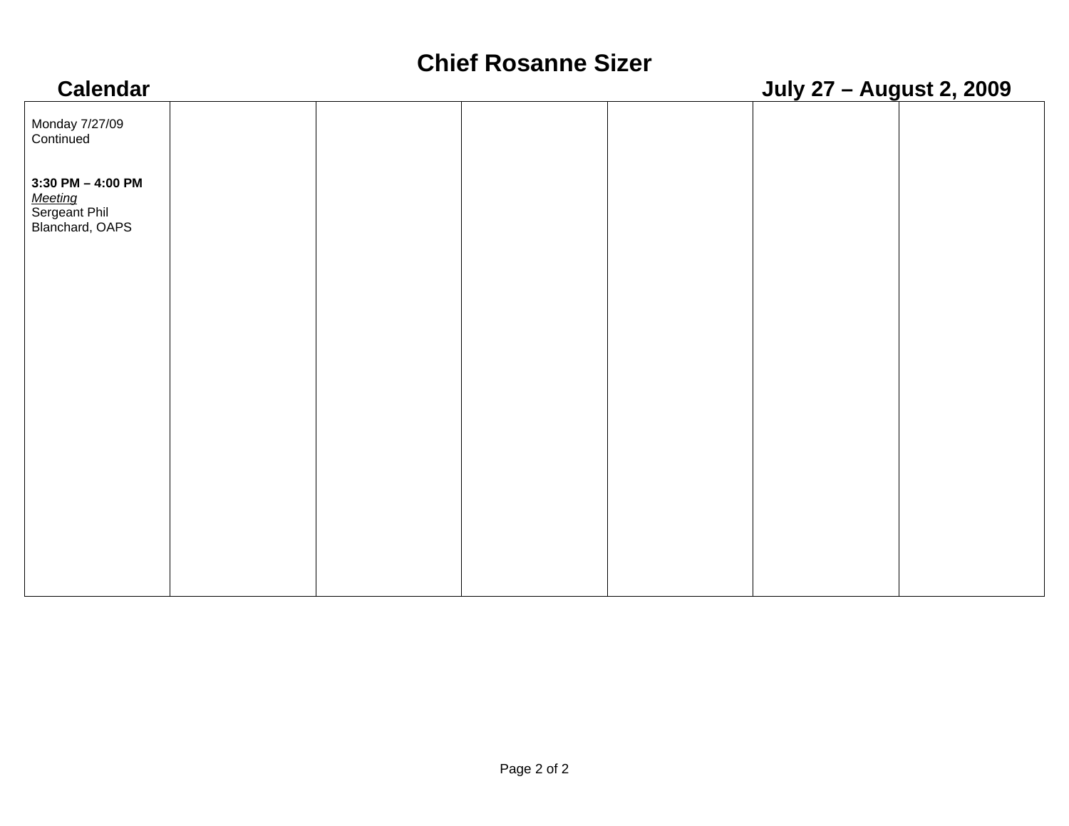# Chief Rosanne Sizer

**Calendar** **July 27 – August 2, 2009**

| | | | | | | |
|---|---|---|---|---|---|---|
| Monday 7/27/09 Continued<br><br>**3:30 PM – 4:00 PM**<br>*Meeting*<br>Sergeant Phil Blanchard, OAPS | | | | | | |